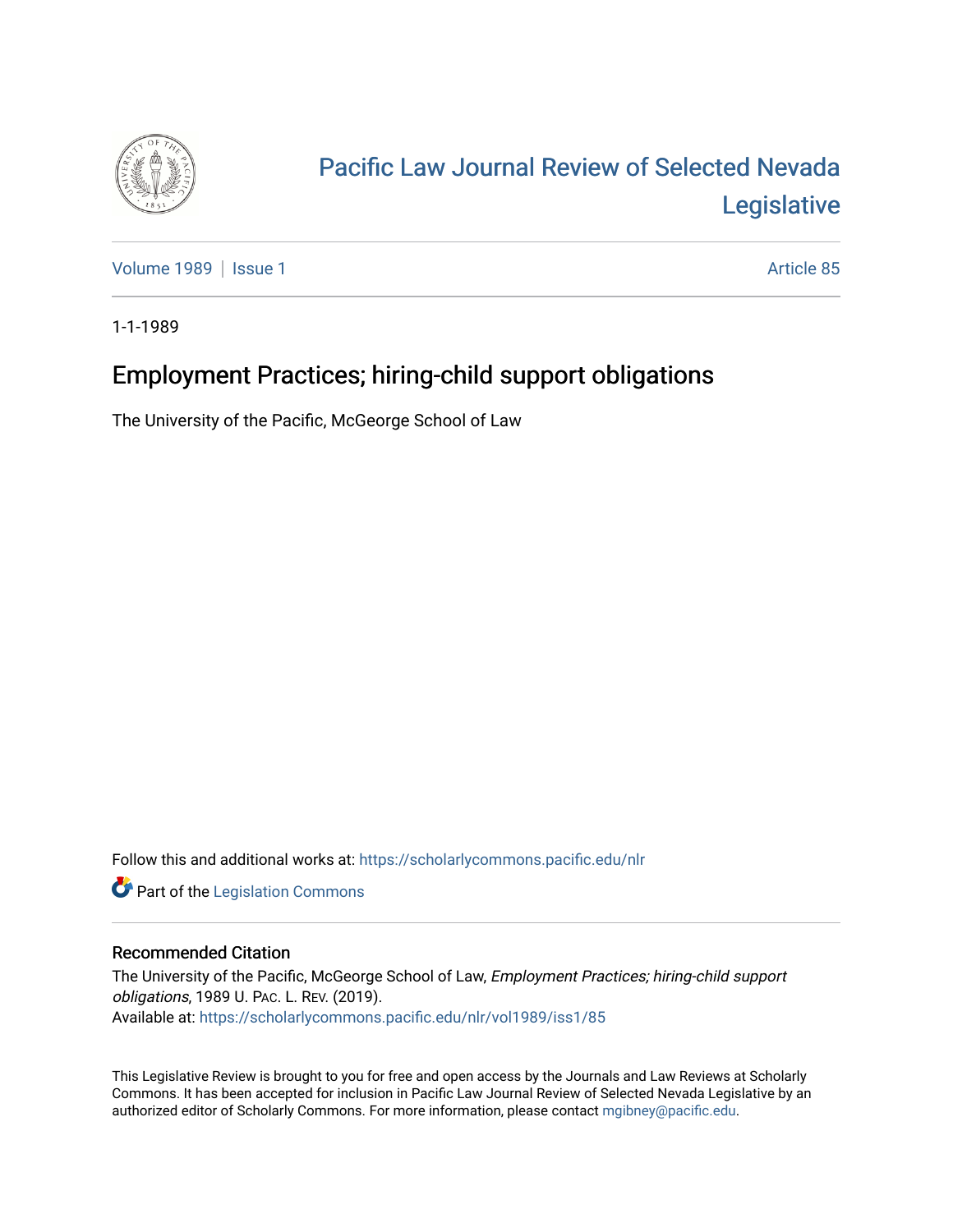# Pacific Law Journal Review of Selected Nevada Legislative

Volume 1989 | Issue 1 Article 85

1-1-1989

## Employment Practices; hiring-child support obligations

The University of the Pacific, McGeorge School of Law

Follow this and additional works at: https://scholarlycommons.pacific.edu/nlr

Part of the Legislation Commons

### Recommended Citation

The University of the Pacific, McGeorge School of Law, *Employment Practices; hiring-child support obligations*, 1989 U. PAC. L. REV. (2019).
Available at: https://scholarlycommons.pacific.edu/nlr/vol1989/iss1/85

This Legislative Review is brought to you for free and open access by the Journals and Law Reviews at Scholarly Commons. It has been accepted for inclusion in Pacific Law Journal Review of Selected Nevada Legislative by an authorized editor of Scholarly Commons. For more information, please contact mgibney@pacific.edu.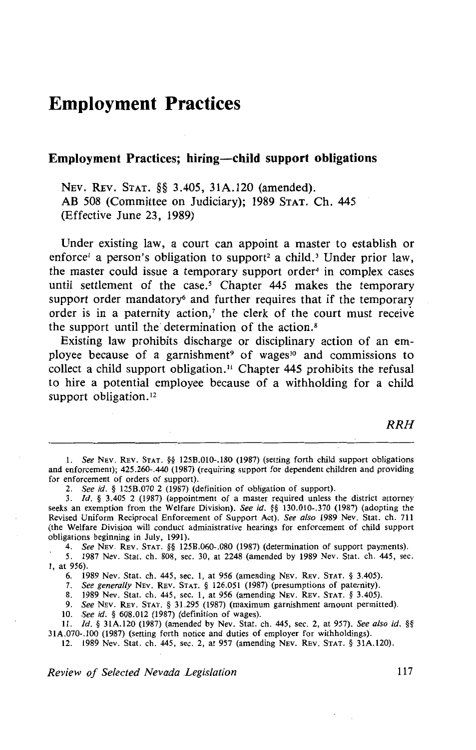# Employment Practices

## Employment Practices; hiring—child support obligations

NEV. REV. STAT. §§ 3.405, 31A.120 (amended).
AB 508 (Committee on Judiciary); 1989 STAT. Ch. 445
(Effective June 23, 1989)

Under existing law, a court can appoint a master to establish or enforce[1] a person's obligation to support[2] a child.[3] Under prior law, the master could issue a temporary support order[4] in complex cases until settlement of the case.[5] Chapter 445 makes the temporary support order mandatory[6] and further requires that if the temporary order is in a paternity action,[7] the clerk of the court must receive the support until the determination of the action.[8]

Existing law prohibits discharge or disciplinary action of an employee because of a garnishment[9] of wages[10] and commissions to collect a child support obligation.[11] Chapter 445 prohibits the refusal to hire a potential employee because of a withholding for a child support obligation.[12]

*RRH*

---

1. *See* NEV. REV. STAT. §§ 125B.010-.180 (1987) (setting forth child support obligations and enforcement); 425.260-.440 (1987) (requiring support for dependent children and providing for enforcement of orders of support).
2. *See id.* § 125B.070 2 (1987) (definition of obligation of support).
3. *Id.* § 3.405 2 (1987) (appointment of a master required unless the district attorney seeks an exemption from the Welfare Division). *See id.* §§ 130.010-.370 (1987) (adopting the Revised Uniform Reciprocal Enforcement of Support Act). *See also* 1989 Nev. Stat. ch. 711 (the Welfare Division will conduct administrative hearings for enforcement of child support obligations beginning in July, 1991).
4. *See* NEV. REV. STAT. §§ 125B.060-.080 (1987) (determination of support payments).
5. 1987 Nev. Stat. ch. 808, sec. 30, at 2248 (amended by 1989 Nev. Stat. ch. 445, sec. 1, at 956).
6. 1989 Nev. Stat. ch. 445, sec. 1, at 956 (amending NEV. REV. STAT. § 3.405).
7. *See generally* NEV. REV. STAT. § 126.051 (1987) (presumptions of paternity).
8. 1989 Nev. Stat. ch. 445, sec. 1, at 956 (amending NEV. REV. STAT. § 3.405).
9. *See* NEV. REV. STAT. § 31.295 (1987) (maximum garnishment amount permitted).
10. *See id.* § 608.012 (1987) (definition of wages).
11. *Id.* § 31A.120 (1987) (amended by Nev. Stat. ch. 445, sec. 2, at 957). *See also id.* §§ 31A.070-.100 (1987) (setting forth notice and duties of employer for withholdings).
12. 1989 Nev. Stat. ch. 445, sec. 2, at 957 (amending NEV. REV. STAT. § 31A.120).